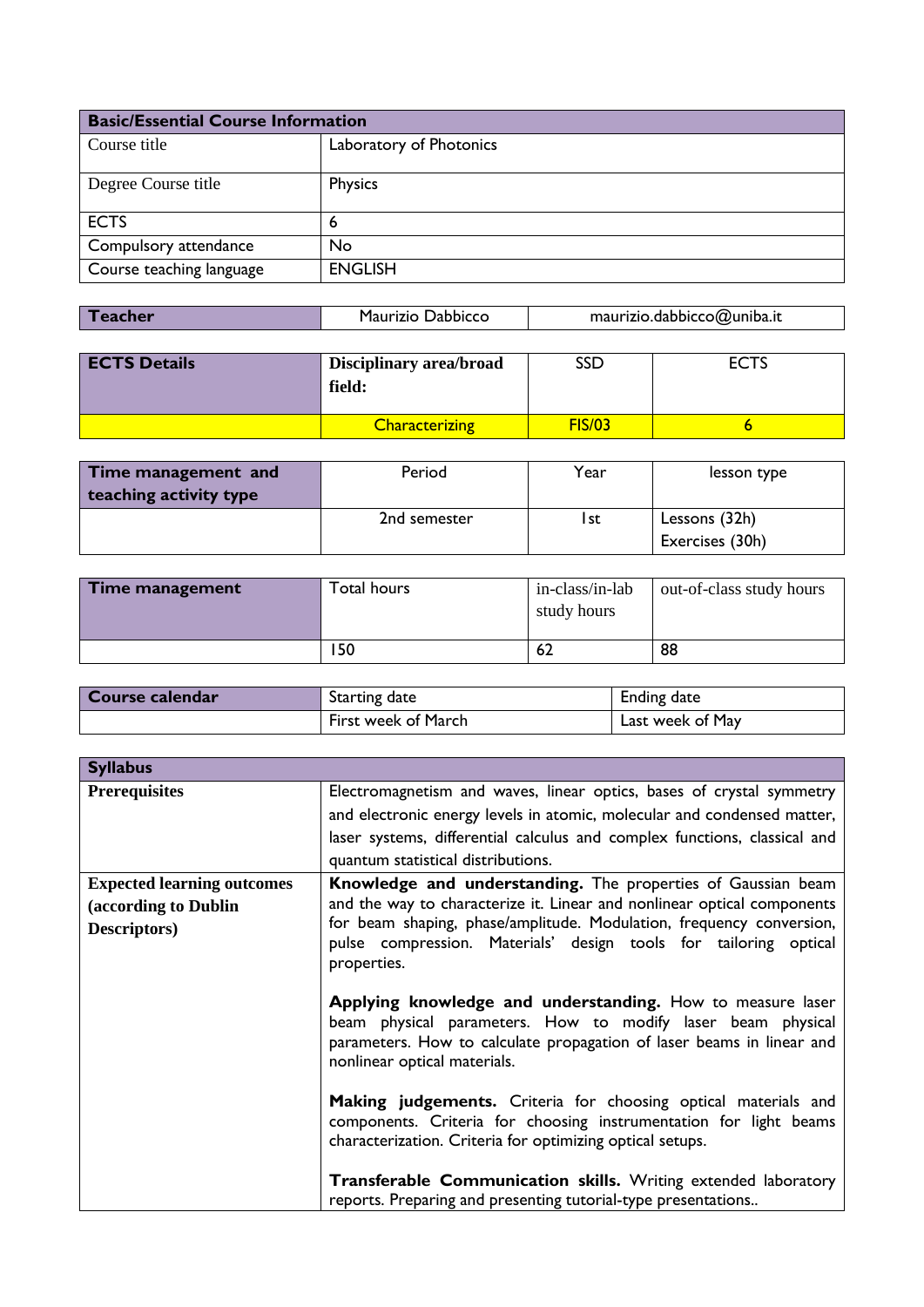| Basic/Essential Course Information | |
|---|---|
| Course title | Laboratory of Photonics |
| Degree Course title | Physics |
| ECTS | 6 |
| Compulsory attendance | No |
| Course teaching language | ENGLISH |

| Teacher | Maurizio Dabbicco | maurizio.dabbicco@uniba.it |
|---|---|---|

| ECTS Details | Disciplinary area/broad field: | SSD | ECTS |
|---|---|---|---|
| | Characterizing | FIS/03 | 6 |

| Time management and teaching activity type | Period | Year | lesson type |
|---|---|---|---|
| | 2nd semester | 1st | Lessons (32h)<br>Exercises (30h) |

| Time management | Total hours | in-class/in-lab study hours | out-of-class study hours |
|---|---|---|---|
| | 150 | 62 | 88 |

| Course calendar | Starting date | Ending date |
|---|---|---|
| | First week of March | Last week of May |

| Syllabus | |
|---|---|
| **Prerequisites** | Electromagnetism and waves, linear optics, bases of crystal symmetry and electronic energy levels in atomic, molecular and condensed matter, laser systems, differential calculus and complex functions, classical and quantum statistical distributions. |
| **Expected learning outcomes (according to Dublin Descriptors)** | **Knowledge and understanding.** The properties of Gaussian beam and the way to characterize it. Linear and nonlinear optical components for beam shaping, phase/amplitude. Modulation, frequency conversion, pulse compression. Materials' design tools for tailoring optical properties.<br><br>**Applying knowledge and understanding.** How to measure laser beam physical parameters. How to modify laser beam physical parameters. How to calculate propagation of laser beams in linear and nonlinear optical materials.<br><br>**Making judgements.** Criteria for choosing optical materials and components. Criteria for choosing instrumentation for light beams characterization. Criteria for optimizing optical setups.<br><br>**Transferable Communication skills.** Writing extended laboratory reports. Preparing and presenting tutorial-type presentations.. |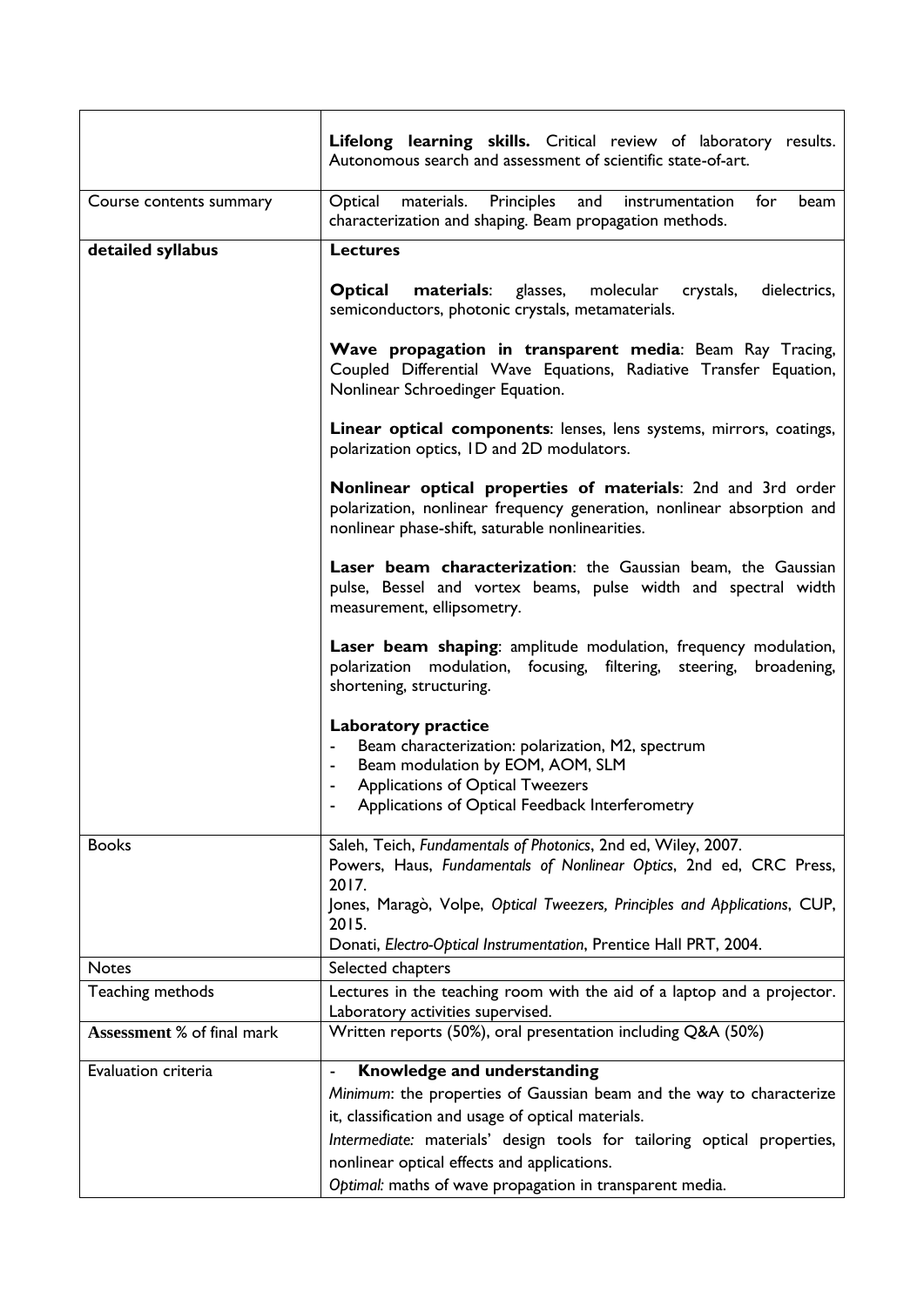| | |
|---|---|
| | **Lifelong learning skills.** Critical review of laboratory results. Autonomous search and assessment of scientific state-of-art. |
| Course contents summary | Optical materials. Principles and instrumentation for beam characterization and shaping. Beam propagation methods. |
| **detailed syllabus** | **Lectures**<br><br>**Optical materials**: glasses, molecular crystals, dielectrics, semiconductors, photonic crystals, metamaterials.<br><br>**Wave propagation in transparent media**: Beam Ray Tracing, Coupled Differential Wave Equations, Radiative Transfer Equation, Nonlinear Schroedinger Equation.<br><br>**Linear optical components**: lenses, lens systems, mirrors, coatings, polarization optics, 1D and 2D modulators.<br><br>**Nonlinear optical properties of materials**: 2nd and 3rd order polarization, nonlinear frequency generation, nonlinear absorption and nonlinear phase-shift, saturable nonlinearities.<br><br>**Laser beam characterization**: the Gaussian beam, the Gaussian pulse, Bessel and vortex beams, pulse width and spectral width measurement, ellipsometry.<br><br>**Laser beam shaping**: amplitude modulation, frequency modulation, polarization modulation, focusing, filtering, steering, broadening, shortening, structuring.<br><br>**Laboratory practice**<br>- Beam characterization: polarization, M2, spectrum<br>- Beam modulation by EOM, AOM, SLM<br>- Applications of Optical Tweezers<br>- Applications of Optical Feedback Interferometry |
| Books | Saleh, Teich, *Fundamentals of Photonics*, 2nd ed, Wiley, 2007.<br>Powers, Haus, *Fundamentals of Nonlinear Optics*, 2nd ed, CRC Press, 2017.<br>Jones, Maragò, Volpe, *Optical Tweezers, Principles and Applications*, CUP, 2015.<br>Donati, *Electro-Optical Instrumentation*, Prentice Hall PRT, 2004. |
| Notes | Selected chapters |
| Teaching methods | Lectures in the teaching room with the aid of a laptop and a projector. Laboratory activities supervised. |
| **Assessment** % of final mark | Written reports (50%), oral presentation including Q&A (50%) |
| Evaluation criteria | - **Knowledge and understanding**<br>*Minimum*: the properties of Gaussian beam and the way to characterize it, classification and usage of optical materials.<br>*Intermediate:* materials' design tools for tailoring optical properties, nonlinear optical effects and applications.<br>*Optimal:* maths of wave propagation in transparent media. |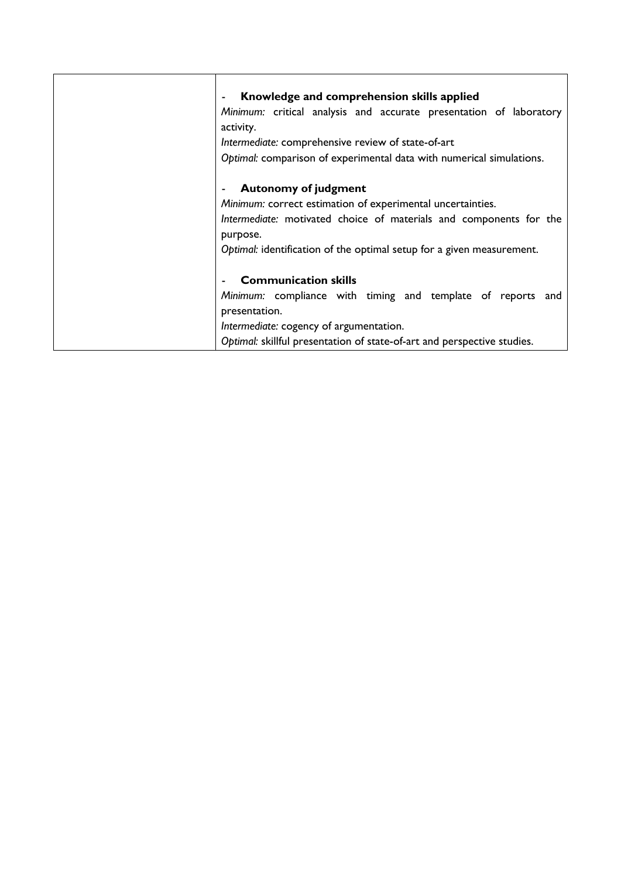| | |
|---|---|
| | - **Knowledge and comprehension skills applied**<br>*Minimum:* critical analysis and accurate presentation of laboratory activity.<br>*Intermediate:* comprehensive review of state-of-art<br>*Optimal:* comparison of experimental data with numerical simulations.<br><br>- **Autonomy of judgment**<br>*Minimum:* correct estimation of experimental uncertainties.<br>*Intermediate:* motivated choice of materials and components for the purpose.<br>*Optimal:* identification of the optimal setup for a given measurement.<br><br>- **Communication skills**<br>*Minimum:* compliance with timing and template of reports and presentation.<br>*Intermediate:* cogency of argumentation.<br>*Optimal:* skillful presentation of state-of-art and perspective studies. |